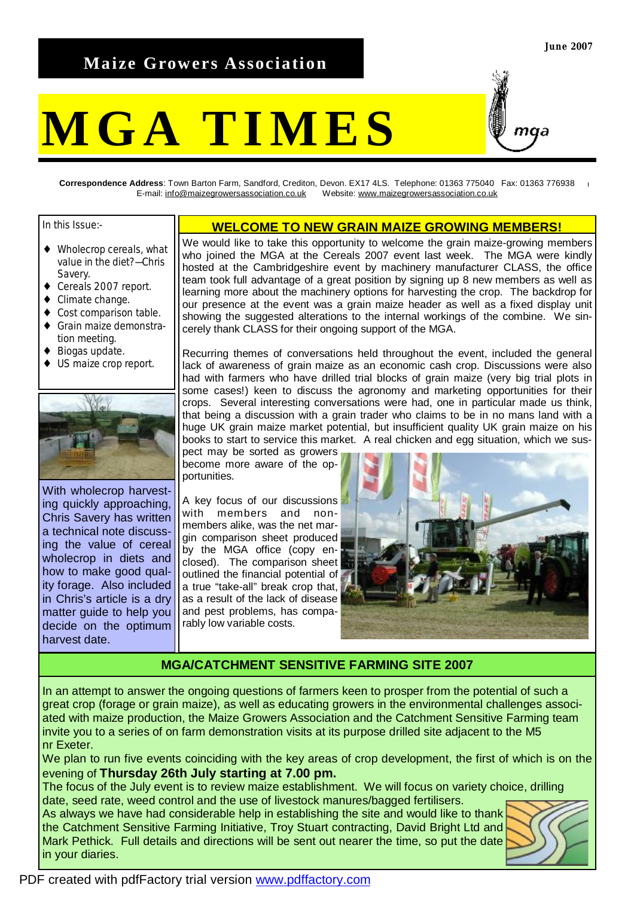Maize Growers Association

June 2007

# MGA TIMES

**Correspondence Address**: Town Barton Farm, Sandford, Crediton, Devon. EX17 4LS. Telephone: 01363 775040 Fax: 01363 776938
E-mail: info@maizegrowersassociation.co.uk Website: www.maizegrowersassociation.co.uk

In this Issue:-

- Wholecrop cereals, what value in the diet?—Chris Savery.
- Cereals 2007 report.
- Climate change.
- Cost comparison table.
- Grain maize demonstration meeting.
- Biogas update.
- US maize crop report.

With wholecrop harvesting quickly approaching, Chris Savery has written a technical note discussing the value of cereal wholecrop in diets and how to make good quality forage. Also included in Chris's article is a dry matter guide to help you decide on the optimum harvest date.

## WELCOME TO NEW GRAIN MAIZE GROWING MEMBERS!

We would like to take this opportunity to welcome the grain maize-growing members who joined the MGA at the Cereals 2007 event last week. The MGA were kindly hosted at the Cambridgeshire event by machinery manufacturer CLASS, the office team took full advantage of a great position by signing up 8 new members as well as learning more about the machinery options for harvesting the crop. The backdrop for our presence at the event was a grain maize header as well as a fixed display unit showing the suggested alterations to the internal workings of the combine. We sincerely thank CLASS for their ongoing support of the MGA.

Recurring themes of conversations held throughout the event, included the general lack of awareness of grain maize as an economic cash crop. Discussions were also had with farmers who have drilled trial blocks of grain maize (very big trial plots in some cases!) keen to discuss the agronomy and marketing opportunities for their crops. Several interesting conversations were had, one in particular made us think, that being a discussion with a grain trader who claims to be in no mans land with a huge UK grain maize market potential, but insufficient quality UK grain maize on his books to start to service this market. A real chicken and egg situation, which we suspect may be sorted as growers become more aware of the opportunities.

A key focus of our discussions with members and non-members alike, was the net margin comparison sheet produced by the MGA office (copy enclosed). The comparison sheet outlined the financial potential of a true "take-all" break crop that, as a result of the lack of disease and pest problems, has comparably low variable costs.

## MGA/CATCHMENT SENSITIVE FARMING SITE 2007

In an attempt to answer the ongoing questions of farmers keen to prosper from the potential of such a great crop (forage or grain maize), as well as educating growers in the environmental challenges associated with maize production, the Maize Growers Association and the Catchment Sensitive Farming team invite you to a series of on farm demonstration visits at its purpose drilled site adjacent to the M5 nr Exeter.

We plan to run five events coinciding with the key areas of crop development, the first of which is on the evening of **Thursday 26th July starting at 7.00 pm.**

The focus of the July event is to review maize establishment. We will focus on variety choice, drilling date, seed rate, weed control and the use of livestock manures/bagged fertilisers.

As always we have had considerable help in establishing the site and would like to thank the Catchment Sensitive Farming Initiative, Troy Stuart contracting, David Bright Ltd and Mark Pethick. Full details and directions will be sent out nearer the time, so put the date in your diaries.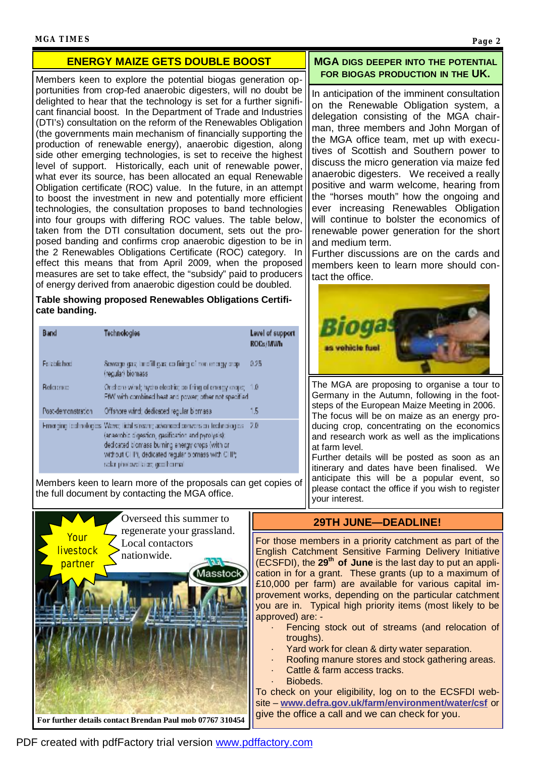## ENERGY MAIZE GETS DOUBLE BOOST

Members keen to explore the potential biogas generation opportunities from crop-fed anaerobic digesters, will no doubt be delighted to hear that the technology is set for a further significant financial boost. In the Department of Trade and Industries (DTI's) consultation on the reform of the Renewables Obligation (the governments main mechanism of financially supporting the production of renewable energy), anaerobic digestion, along side other emerging technologies, is set to receive the highest level of support. Historically, each unit of renewable power, what ever its source, has been allocated an equal Renewable Obligation certificate (ROC) value. In the future, in an attempt to boost the investment in new and potentially more efficient technologies, the consultation proposes to band technologies into four groups with differing ROC values. The table below, taken from the DTI consultation document, sets out the proposed banding and confirms crop anaerobic digestion to be in the 2 Renewables Obligations Certificate (ROC) category. In effect this means that from April 2009, when the proposed measures are set to take effect, the "subsidy" paid to producers of energy derived from anaerobic digestion could be doubled.

**Table showing proposed Renewables Obligations Certificate banding.**

| Band | Technologies | Level of support ROCs/MWh |
|---|---|---|
| Established | Sewage gas; landfill gas; co-firing of non energy crop (regular) biomass | 0.25 |
| Reference | Onshore wind; hydro-electric; co-firing of energy crops; EfW with combined heat and power; other not specified | 1.0 |
| Post-demonstration | Offshore wind; dedicated regular biomass | 1.5 |
| Emerging technologies | Wave; tidal stream; advanced conversion technologies (anaerobic digestion, gasification and pyrolysis); dedicated biomass burning energy crops (with or without CHP), dedicated regular biomass with CHP; solar photovoltaics; geothermal | 2.0 |

Members keen to learn more of the proposals can get copies of the full document by contacting the MGA office.

## MGA DIGS DEEPER INTO THE POTENTIAL FOR BIOGAS PRODUCTION IN THE UK.

In anticipation of the imminent consultation on the Renewable Obligation system, a delegation consisting of the MGA chairman, three members and John Morgan of the MGA office team, met up with executives of Scottish and Southern power to discuss the micro generation via maize fed anaerobic digesters. We received a really positive and warm welcome, hearing from the "horses mouth" how the ongoing and ever increasing Renewables Obligation will continue to bolster the economics of renewable power generation for the short and medium term.

Further discussions are on the cards and members keen to learn more should contact the office.

Biogas as vehicle fuel

The MGA are proposing to organise a tour to Germany in the Autumn, following in the footsteps of the European Maize Meeting in 2006. The focus will be on maize as an energy producing crop, concentrating on the economics and research work as well as the implications at farm level.

Further details will be posted as soon as an itinerary and dates have been finalised. We anticipate this will be a popular event, so please contact the office if you wish to register your interest.

Your livestock partner

Overseed this summer to regenerate your grassland. Local contactors nationwide.

Masstock

**For further details contact Brendan Paul mob 07767 310454**

## 29TH JUNE—DEADLINE!

For those members in a priority catchment as part of the English Catchment Sensitive Farming Delivery Initiative (ECSFDI), the **29th of June** is the last day to put an application in for a grant. These grants (up to a maximum of £10,000 per farm) are available for various capital improvement works, depending on the particular catchment you are in. Typical high priority items (most likely to be approved) are: -

- Fencing stock out of streams (and relocation of troughs).
- Yard work for clean & dirty water separation.
- Roofing manure stores and stock gathering areas.
- Cattle & farm access tracks.
- Biobeds.

To check on your eligibility, log on to the ECSFDI website – **www.defra.gov.uk/farm/environment/water/csf** or give the office a call and we can check for you.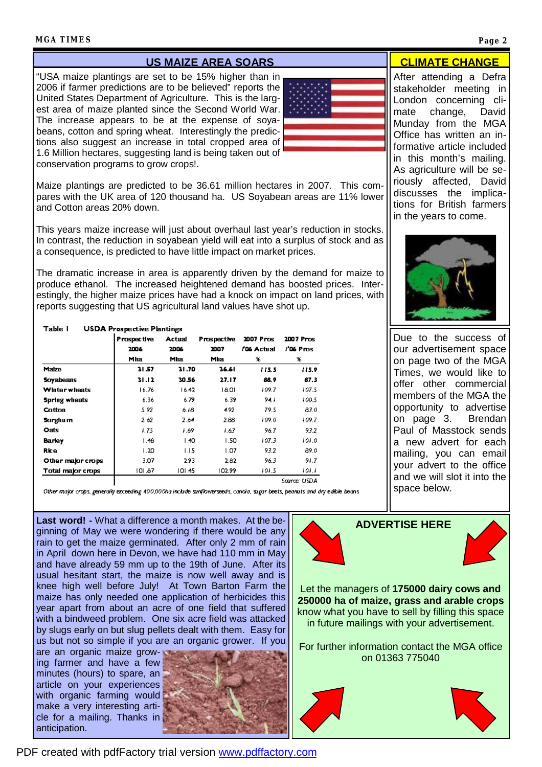## US MAIZE AREA SOARS

"USA maize plantings are set to be 15% higher than in 2006 if farmer predictions are to be believed" reports the United States Department of Agriculture. This is the largest area of maize planted since the Second World War. The increase appears to be at the expense of soyabeans, cotton and spring wheat. Interestingly the predictions also suggest an increase in total cropped area of 1.6 Million hectares, suggesting land is being taken out of conservation programs to grow crops!.

Maize plantings are predicted to be 36.61 million hectares in 2007. This compares with the UK area of 120 thousand ha. US Soyabean areas are 11% lower and Cotton areas 20% down.

This years maize increase will just about overhaul last year's reduction in stocks. In contrast, the reduction in soyabean yield will eat into a surplus of stock and as a consequence, is predicted to have little impact on market prices.

The dramatic increase in area is apparently driven by the demand for maize to produce ethanol. The increased heightened demand has boosted prices. Interestingly, the higher maize prices have had a knock on impact on land prices, with reports suggesting that US agricultural land values have shot up.

Table 1 USDA Prospective Plantings

| | Prospective 2006 Mha | Actual 2006 Mha | Prospective 2007 Mha | 2007 Pros /'06 Actual % | 2007 Pros /'06 Pros % |
|---|---|---|---|---|---|
| Maize | 31.57 | 31.70 | 36.61 | 115.5 | 115.9 |
| Soyabeans | 31.12 | 30.56 | 27.17 | 88.9 | 87.3 |
| Winter wheats | 16.76 | 16.42 | 18.01 | 109.7 | 107.5 |
| Spring wheats | 6.36 | 6.79 | 6.39 | 94.1 | 100.5 |
| Cotton | 5.92 | 6.18 | 4.92 | 79.5 | 83.0 |
| Sorghum | 2.62 | 2.64 | 2.88 | 109.0 | 109.7 |
| Oats | 1.75 | 1.69 | 1.63 | 96.7 | 93.2 |
| Barley | 1.48 | 1.40 | 1.50 | 107.3 | 101.0 |
| Rice | 1.20 | 1.15 | 1.07 | 93.2 | 89.0 |
| Other major crops | 3.07 | 2.93 | 2.82 | 96.3 | 91.7 |
| Total major crops | 101.87 | 101.45 | 102.99 | 101.5 | 101.1 |

Source: USDA

*Other major crops, generally exceeding 400,000ha include sunflowerseeds, canola, sugar beets, peanuts and dry edible beans*

## CLIMATE CHANGE

After attending a Defra stakeholder meeting in London concerning climate change, David Munday from the MGA Office has written an informative article included in this month's mailing. As agriculture will be seriously affected, David discusses the implications for British farmers in the years to come.

Due to the success of our advertisement space on page two of the MGA Times, we would like to offer other commercial members of the MGA the opportunity to advertise on page 3. Brendan Paul of Masstock sends a new advert for each mailing, you can email your advert to the office and we will slot it into the space below.

**Last word! -** What a difference a month makes. At the beginning of May we were wondering if there would be any rain to get the maize germinated. After only 2 mm of rain in April down here in Devon, we have had 110 mm in May and have already 59 mm up to the 19th of June. After its usual hesitant start, the maize is now well away and is knee high well before July! At Town Barton Farm the maize has only needed one application of herbicides this year apart from about an acre of one field that suffered with a bindweed problem. One six acre field was attacked by slugs early on but slug pellets dealt with them. Easy for us but not so simple if you are an organic grower. If you are an organic maize growing farmer and have a few minutes (hours) to spare, an article on your experiences with organic farming would make a very interesting article for a mailing. Thanks in anticipation.

### ADVERTISE HERE

Let the managers of **175000 dairy cows and 250000 ha of maize, grass and arable crops** know what you have to sell by filling this space in future mailings with your advertisement.

For further information contact the MGA office on 01363 775040